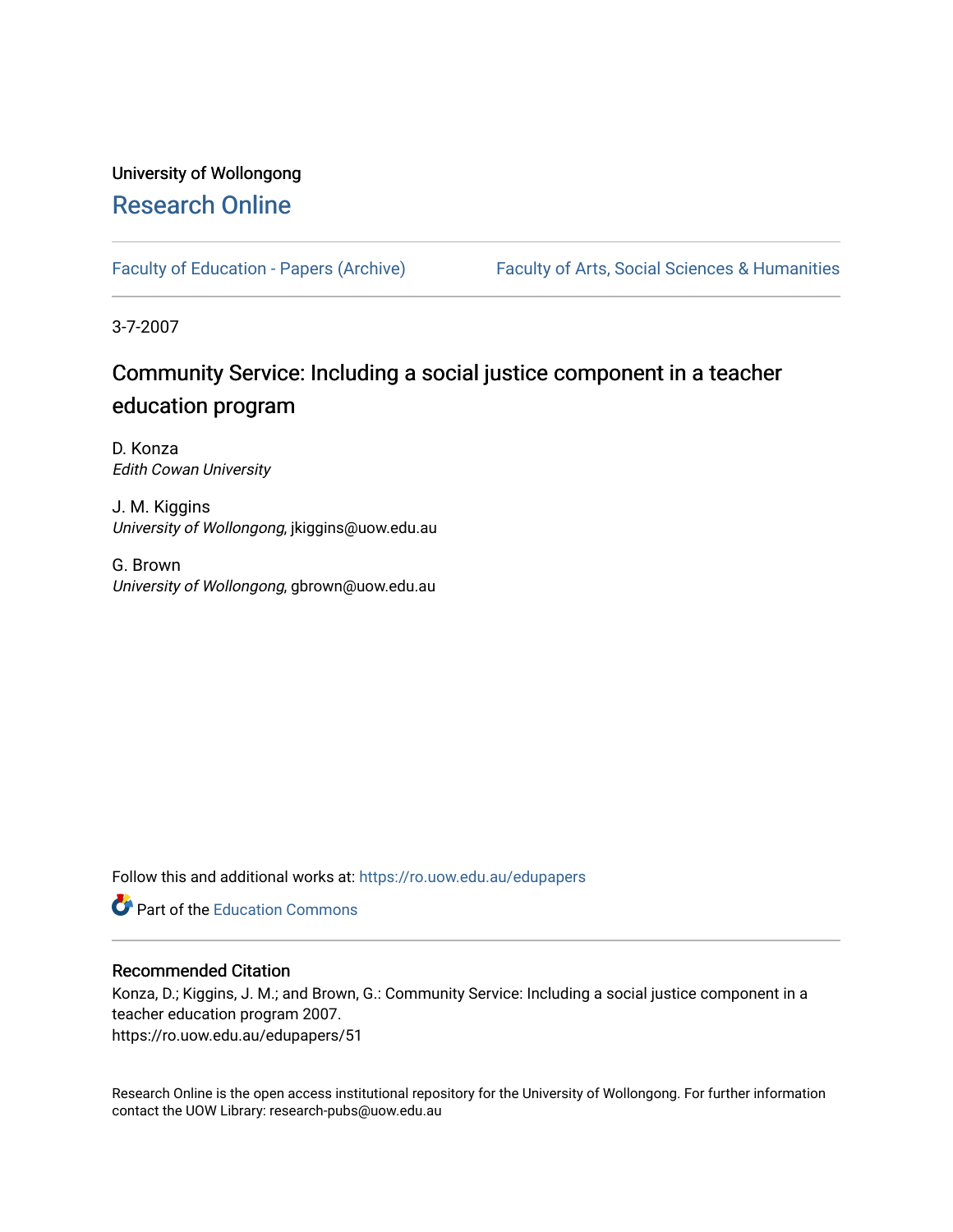University of Wollongong

# Research Online

Faculty of Education - Papers (Archive) | Faculty of Arts, Social Sciences & Humanities

3-7-2007

## Community Service: Including a social justice component in a teacher education program

D. Konza
*Edith Cowan University*

J. M. Kiggins
*University of Wollongong*, jkiggins@uow.edu.au

G. Brown
*University of Wollongong*, gbrown@uow.edu.au

Follow this and additional works at: https://ro.uow.edu.au/edupapers

Part of the Education Commons

### Recommended Citation

Konza, D.; Kiggins, J. M.; and Brown, G.: Community Service: Including a social justice component in a teacher education program 2007.
https://ro.uow.edu.au/edupapers/51

Research Online is the open access institutional repository for the University of Wollongong. For further information contact the UOW Library: research-pubs@uow.edu.au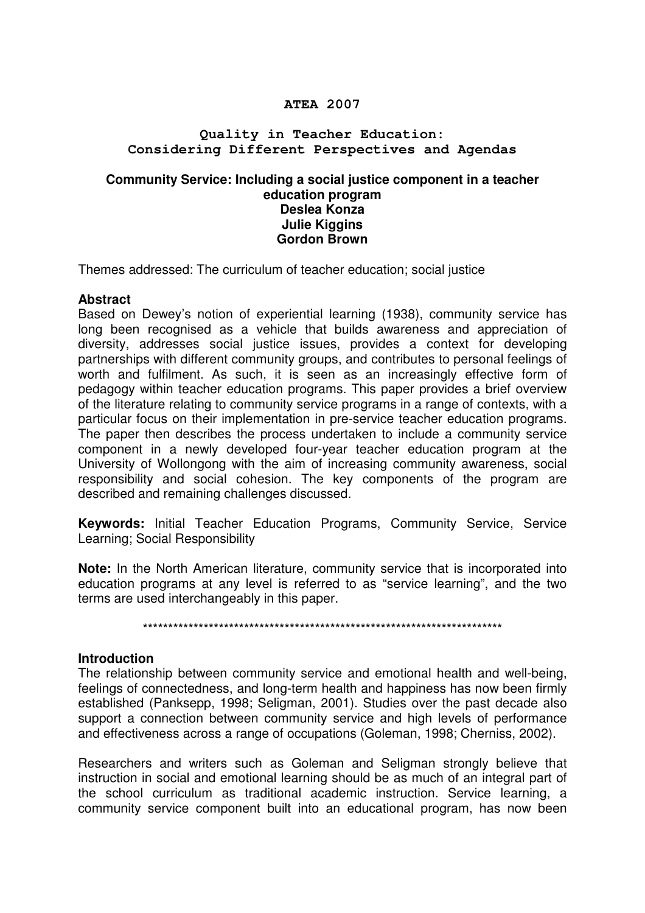**ATEA 2007**

**Quality in Teacher Education: Considering Different Perspectives and Agendas**

**Community Service: Including a social justice component in a teacher education program**
**Deslea Konza**
**Julie Kiggins**
**Gordon Brown**

Themes addressed: The curriculum of teacher education; social justice

**Abstract**

Based on Dewey's notion of experiential learning (1938), community service has long been recognised as a vehicle that builds awareness and appreciation of diversity, addresses social justice issues, provides a context for developing partnerships with different community groups, and contributes to personal feelings of worth and fulfilment. As such, it is seen as an increasingly effective form of pedagogy within teacher education programs. This paper provides a brief overview of the literature relating to community service programs in a range of contexts, with a particular focus on their implementation in pre-service teacher education programs. The paper then describes the process undertaken to include a community service component in a newly developed four-year teacher education program at the University of Wollongong with the aim of increasing community awareness, social responsibility and social cohesion. The key components of the program are described and remaining challenges discussed.

**Keywords:** Initial Teacher Education Programs, Community Service, Service Learning; Social Responsibility

**Note:** In the North American literature, community service that is incorporated into education programs at any level is referred to as "service learning", and the two terms are used interchangeably in this paper.

*************************************************************************

**Introduction**

The relationship between community service and emotional health and well-being, feelings of connectedness, and long-term health and happiness has now been firmly established (Panksepp, 1998; Seligman, 2001). Studies over the past decade also support a connection between community service and high levels of performance and effectiveness across a range of occupations (Goleman, 1998; Cherniss, 2002).

Researchers and writers such as Goleman and Seligman strongly believe that instruction in social and emotional learning should be as much of an integral part of the school curriculum as traditional academic instruction. Service learning, a community service component built into an educational program, has now been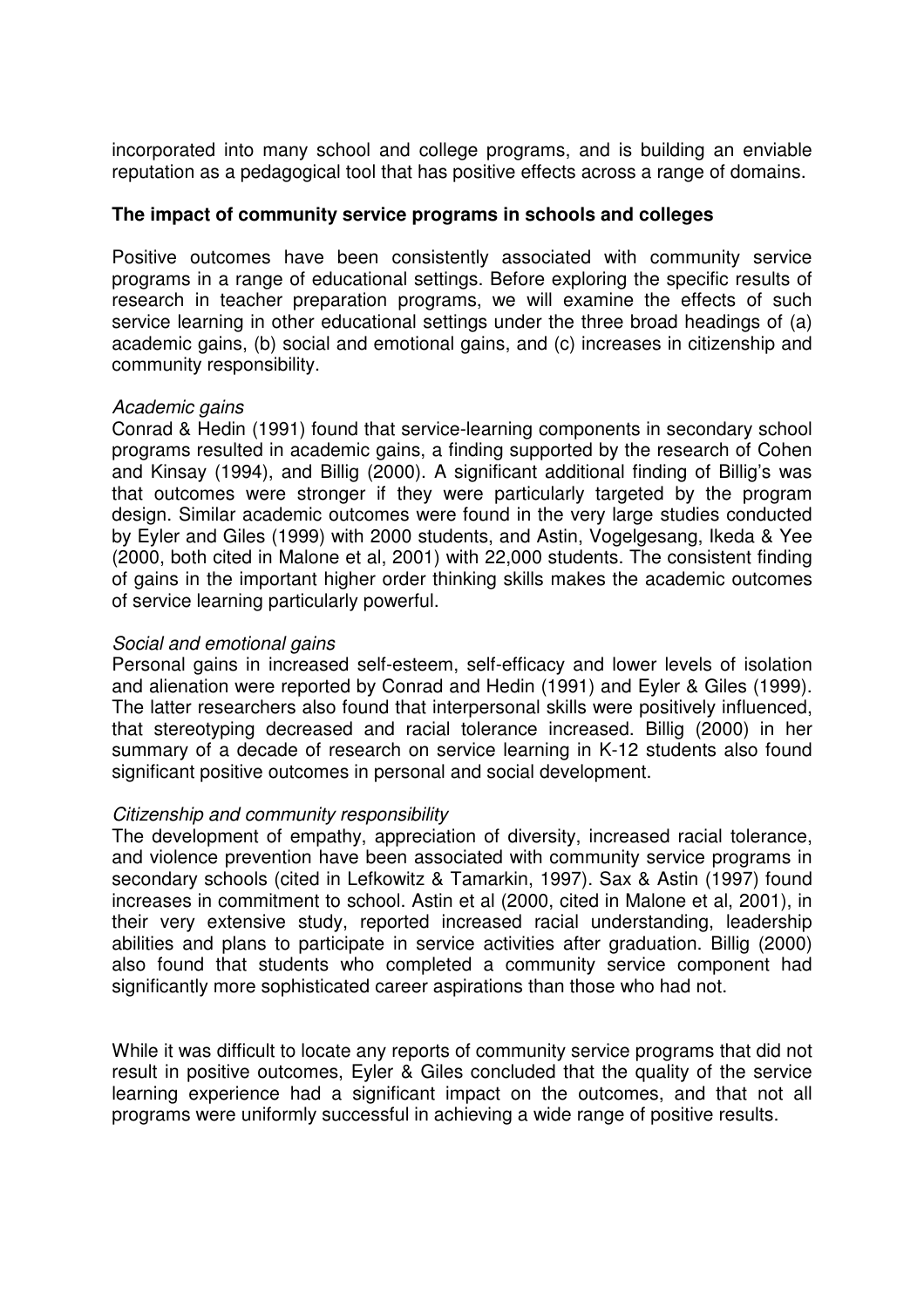incorporated into many school and college programs, and is building an enviable reputation as a pedagogical tool that has positive effects across a range of domains.

**The impact of community service programs in schools and colleges**

Positive outcomes have been consistently associated with community service programs in a range of educational settings. Before exploring the specific results of research in teacher preparation programs, we will examine the effects of such service learning in other educational settings under the three broad headings of (a) academic gains, (b) social and emotional gains, and (c) increases in citizenship and community responsibility.

*Academic gains*

Conrad & Hedin (1991) found that service-learning components in secondary school programs resulted in academic gains, a finding supported by the research of Cohen and Kinsay (1994), and Billig (2000). A significant additional finding of Billig's was that outcomes were stronger if they were particularly targeted by the program design. Similar academic outcomes were found in the very large studies conducted by Eyler and Giles (1999) with 2000 students, and Astin, Vogelgesang, Ikeda & Yee (2000, both cited in Malone et al, 2001) with 22,000 students. The consistent finding of gains in the important higher order thinking skills makes the academic outcomes of service learning particularly powerful.

*Social and emotional gains*

Personal gains in increased self-esteem, self-efficacy and lower levels of isolation and alienation were reported by Conrad and Hedin (1991) and Eyler & Giles (1999). The latter researchers also found that interpersonal skills were positively influenced, that stereotyping decreased and racial tolerance increased. Billig (2000) in her summary of a decade of research on service learning in K-12 students also found significant positive outcomes in personal and social development.

*Citizenship and community responsibility*

The development of empathy, appreciation of diversity, increased racial tolerance, and violence prevention have been associated with community service programs in secondary schools (cited in Lefkowitz & Tamarkin, 1997). Sax & Astin (1997) found increases in commitment to school. Astin et al (2000, cited in Malone et al, 2001), in their very extensive study, reported increased racial understanding, leadership abilities and plans to participate in service activities after graduation. Billig (2000) also found that students who completed a community service component had significantly more sophisticated career aspirations than those who had not.

While it was difficult to locate any reports of community service programs that did not result in positive outcomes, Eyler & Giles concluded that the quality of the service learning experience had a significant impact on the outcomes, and that not all programs were uniformly successful in achieving a wide range of positive results.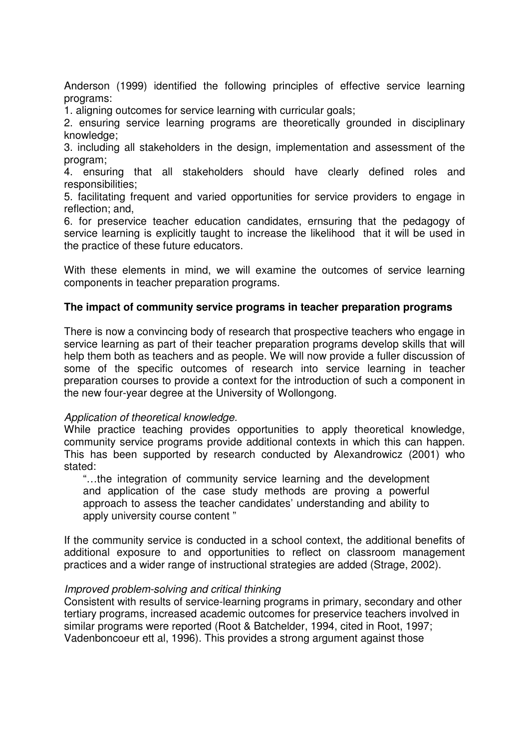Anderson (1999) identified the following principles of effective service learning programs:

1. aligning outcomes for service learning with curricular goals;
2. ensuring service learning programs are theoretically grounded in disciplinary knowledge;
3. including all stakeholders in the design, implementation and assessment of the program;
4. ensuring that all stakeholders should have clearly defined roles and responsibilities;
5. facilitating frequent and varied opportunities for service providers to engage in reflection; and,
6. for preservice teacher education candidates, ernsuring that the pedagogy of service learning is explicitly taught to increase the likelihood that it will be used in the practice of these future educators.

With these elements in mind, we will examine the outcomes of service learning components in teacher preparation programs.

**The impact of community service programs in teacher preparation programs**

There is now a convincing body of research that prospective teachers who engage in service learning as part of their teacher preparation programs develop skills that will help them both as teachers and as people. We will now provide a fuller discussion of some of the specific outcomes of research into service learning in teacher preparation courses to provide a context for the introduction of such a component in the new four-year degree at the University of Wollongong.

*Application of theoretical knowledge.*

While practice teaching provides opportunities to apply theoretical knowledge, community service programs provide additional contexts in which this can happen. This has been supported by research conducted by Alexandrowicz (2001) who stated:

> "…the integration of community service learning and the development and application of the case study methods are proving a powerful approach to assess the teacher candidates' understanding and ability to apply university course content "

If the community service is conducted in a school context, the additional benefits of additional exposure to and opportunities to reflect on classroom management practices and a wider range of instructional strategies are added (Strage, 2002).

*Improved problem-solving and critical thinking*

Consistent with results of service-learning programs in primary, secondary and other tertiary programs, increased academic outcomes for preservice teachers involved in similar programs were reported (Root & Batchelder, 1994, cited in Root, 1997; Vadenboncoeur ett al, 1996). This provides a strong argument against those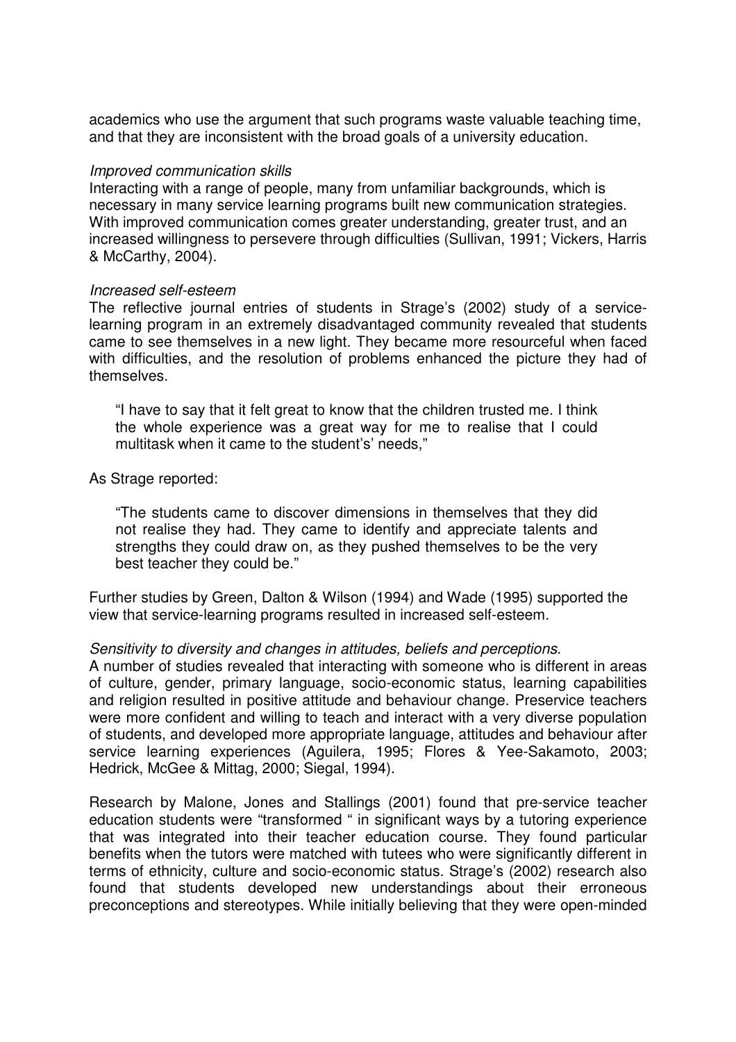academics who use the argument that such programs waste valuable teaching time, and that they are inconsistent with the broad goals of a university education.

*Improved communication skills*

Interacting with a range of people, many from unfamiliar backgrounds, which is necessary in many service learning programs built new communication strategies. With improved communication comes greater understanding, greater trust, and an increased willingness to persevere through difficulties (Sullivan, 1991; Vickers, Harris & McCarthy, 2004).

*Increased self-esteem*

The reflective journal entries of students in Strage's (2002) study of a service-learning program in an extremely disadvantaged community revealed that students came to see themselves in a new light. They became more resourceful when faced with difficulties, and the resolution of problems enhanced the picture they had of themselves.

> "I have to say that it felt great to know that the children trusted me. I think the whole experience was a great way for me to realise that I could multitask when it came to the student's' needs,"

As Strage reported:

> "The students came to discover dimensions in themselves that they did not realise they had. They came to identify and appreciate talents and strengths they could draw on, as they pushed themselves to be the very best teacher they could be."

Further studies by Green, Dalton & Wilson (1994) and Wade (1995) supported the view that service-learning programs resulted in increased self-esteem.

*Sensitivity to diversity and changes in attitudes, beliefs and perceptions.*

A number of studies revealed that interacting with someone who is different in areas of culture, gender, primary language, socio-economic status, learning capabilities and religion resulted in positive attitude and behaviour change. Preservice teachers were more confident and willing to teach and interact with a very diverse population of students, and developed more appropriate language, attitudes and behaviour after service learning experiences (Aguilera, 1995; Flores & Yee-Sakamoto, 2003; Hedrick, McGee & Mittag, 2000; Siegal, 1994).

Research by Malone, Jones and Stallings (2001) found that pre-service teacher education students were "transformed " in significant ways by a tutoring experience that was integrated into their teacher education course. They found particular benefits when the tutors were matched with tutees who were significantly different in terms of ethnicity, culture and socio-economic status. Strage's (2002) research also found that students developed new understandings about their erroneous preconceptions and stereotypes. While initially believing that they were open-minded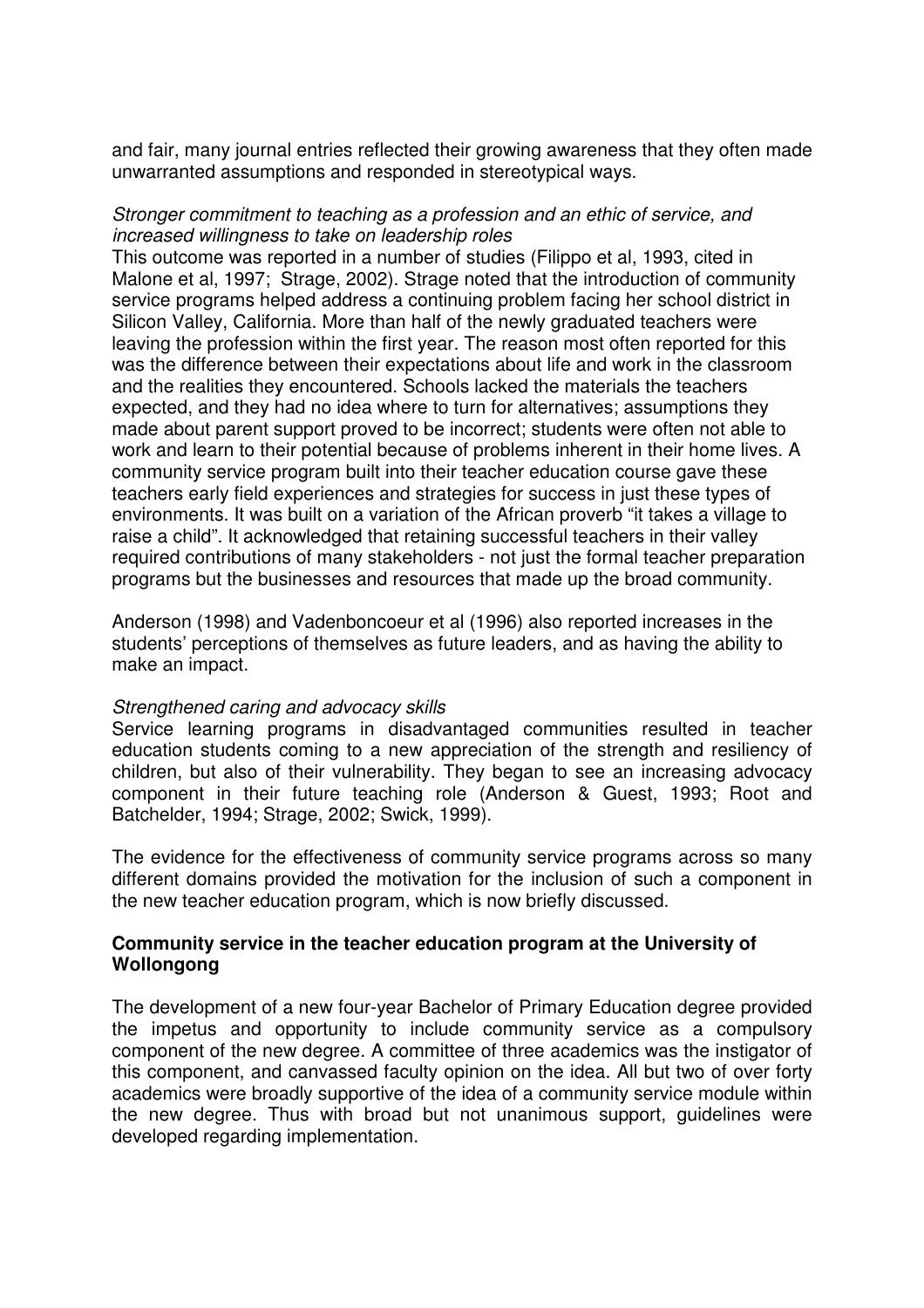and fair, many journal entries reflected their growing awareness that they often made unwarranted assumptions and responded in stereotypical ways.

*Stronger commitment to teaching as a profession and an ethic of service, and increased willingness to take on leadership roles*

This outcome was reported in a number of studies (Filippo et al, 1993, cited in Malone et al, 1997; Strage, 2002). Strage noted that the introduction of community service programs helped address a continuing problem facing her school district in Silicon Valley, California. More than half of the newly graduated teachers were leaving the profession within the first year. The reason most often reported for this was the difference between their expectations about life and work in the classroom and the realities they encountered. Schools lacked the materials the teachers expected, and they had no idea where to turn for alternatives; assumptions they made about parent support proved to be incorrect; students were often not able to work and learn to their potential because of problems inherent in their home lives. A community service program built into their teacher education course gave these teachers early field experiences and strategies for success in just these types of environments. It was built on a variation of the African proverb "it takes a village to raise a child". It acknowledged that retaining successful teachers in their valley required contributions of many stakeholders - not just the formal teacher preparation programs but the businesses and resources that made up the broad community.

Anderson (1998) and Vadenboncoeur et al (1996) also reported increases in the students' perceptions of themselves as future leaders, and as having the ability to make an impact.

*Strengthened caring and advocacy skills*

Service learning programs in disadvantaged communities resulted in teacher education students coming to a new appreciation of the strength and resiliency of children, but also of their vulnerability. They began to see an increasing advocacy component in their future teaching role (Anderson & Guest, 1993; Root and Batchelder, 1994; Strage, 2002; Swick, 1999).

The evidence for the effectiveness of community service programs across so many different domains provided the motivation for the inclusion of such a component in the new teacher education program, which is now briefly discussed.

## Community service in the teacher education program at the University of Wollongong

The development of a new four-year Bachelor of Primary Education degree provided the impetus and opportunity to include community service as a compulsory component of the new degree. A committee of three academics was the instigator of this component, and canvassed faculty opinion on the idea. All but two of over forty academics were broadly supportive of the idea of a community service module within the new degree. Thus with broad but not unanimous support, guidelines were developed regarding implementation.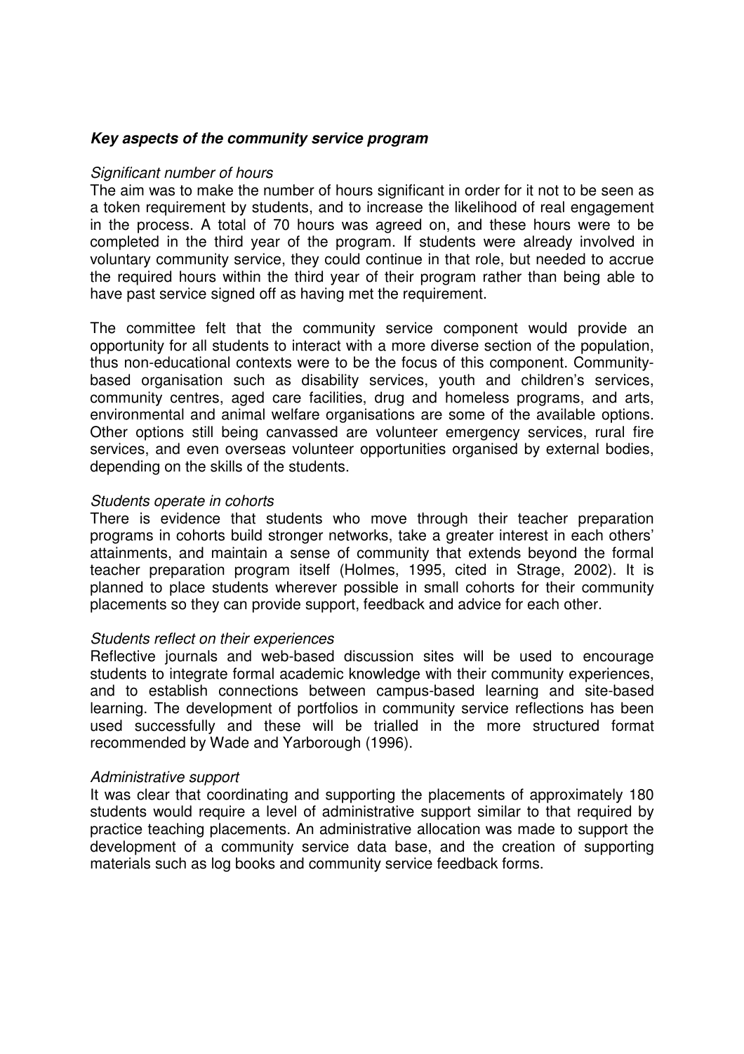### ***Key aspects of the community service program***

*Significant number of hours*

The aim was to make the number of hours significant in order for it not to be seen as a token requirement by students, and to increase the likelihood of real engagement in the process. A total of 70 hours was agreed on, and these hours were to be completed in the third year of the program. If students were already involved in voluntary community service, they could continue in that role, but needed to accrue the required hours within the third year of their program rather than being able to have past service signed off as having met the requirement.

The committee felt that the community service component would provide an opportunity for all students to interact with a more diverse section of the population, thus non-educational contexts were to be the focus of this component. Community-based organisation such as disability services, youth and children's services, community centres, aged care facilities, drug and homeless programs, and arts, environmental and animal welfare organisations are some of the available options. Other options still being canvassed are volunteer emergency services, rural fire services, and even overseas volunteer opportunities organised by external bodies, depending on the skills of the students.

*Students operate in cohorts*

There is evidence that students who move through their teacher preparation programs in cohorts build stronger networks, take a greater interest in each others' attainments, and maintain a sense of community that extends beyond the formal teacher preparation program itself (Holmes, 1995, cited in Strage, 2002). It is planned to place students wherever possible in small cohorts for their community placements so they can provide support, feedback and advice for each other.

*Students reflect on their experiences*

Reflective journals and web-based discussion sites will be used to encourage students to integrate formal academic knowledge with their community experiences, and to establish connections between campus-based learning and site-based learning. The development of portfolios in community service reflections has been used successfully and these will be trialled in the more structured format recommended by Wade and Yarborough (1996).

*Administrative support*

It was clear that coordinating and supporting the placements of approximately 180 students would require a level of administrative support similar to that required by practice teaching placements. An administrative allocation was made to support the development of a community service data base, and the creation of supporting materials such as log books and community service feedback forms.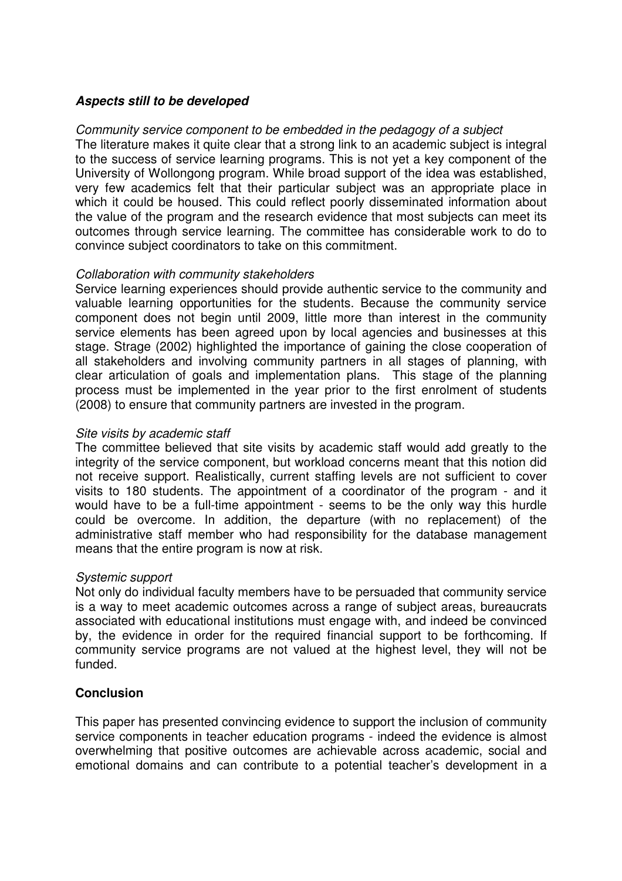### ***Aspects still to be developed***

*Community service component to be embedded in the pedagogy of a subject*

The literature makes it quite clear that a strong link to an academic subject is integral to the success of service learning programs. This is not yet a key component of the University of Wollongong program. While broad support of the idea was established, very few academics felt that their particular subject was an appropriate place in which it could be housed. This could reflect poorly disseminated information about the value of the program and the research evidence that most subjects can meet its outcomes through service learning. The committee has considerable work to do to convince subject coordinators to take on this commitment.

*Collaboration with community stakeholders*

Service learning experiences should provide authentic service to the community and valuable learning opportunities for the students. Because the community service component does not begin until 2009, little more than interest in the community service elements has been agreed upon by local agencies and businesses at this stage. Strage (2002) highlighted the importance of gaining the close cooperation of all stakeholders and involving community partners in all stages of planning, with clear articulation of goals and implementation plans. This stage of the planning process must be implemented in the year prior to the first enrolment of students (2008) to ensure that community partners are invested in the program.

*Site visits by academic staff*

The committee believed that site visits by academic staff would add greatly to the integrity of the service component, but workload concerns meant that this notion did not receive support. Realistically, current staffing levels are not sufficient to cover visits to 180 students. The appointment of a coordinator of the program - and it would have to be a full-time appointment - seems to be the only way this hurdle could be overcome. In addition, the departure (with no replacement) of the administrative staff member who had responsibility for the database management means that the entire program is now at risk.

*Systemic support*

Not only do individual faculty members have to be persuaded that community service is a way to meet academic outcomes across a range of subject areas, bureaucrats associated with educational institutions must engage with, and indeed be convinced by, the evidence in order for the required financial support to be forthcoming. If community service programs are not valued at the highest level, they will not be funded.

## **Conclusion**

This paper has presented convincing evidence to support the inclusion of community service components in teacher education programs - indeed the evidence is almost overwhelming that positive outcomes are achievable across academic, social and emotional domains and can contribute to a potential teacher's development in a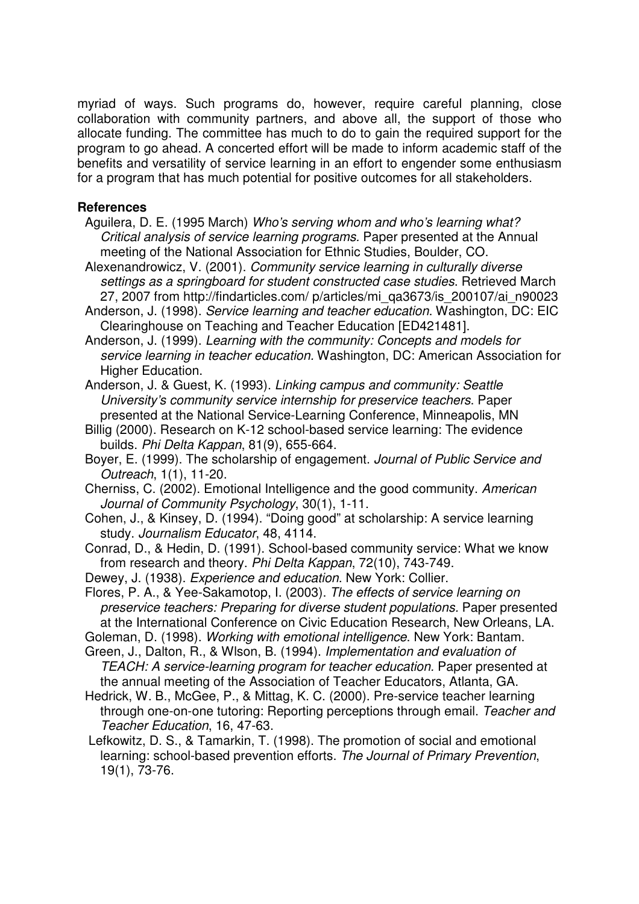myriad of ways. Such programs do, however, require careful planning, close collaboration with community partners, and above all, the support of those who allocate funding. The committee has much to do to gain the required support for the program to go ahead. A concerted effort will be made to inform academic staff of the benefits and versatility of service learning in an effort to engender some enthusiasm for a program that has much potential for positive outcomes for all stakeholders.

**References**

Aguilera, D. E. (1995 March) *Who's serving whom and who's learning what? Critical analysis of service learning programs.* Paper presented at the Annual meeting of the National Association for Ethnic Studies, Boulder, CO.

Alexenandrowicz, V. (2001). *Community service learning in culturally diverse settings as a springboard for student constructed case studies*. Retrieved March 27, 2007 from http://findarticles.com/ p/articles/mi_qa3673/is_200107/ai_n90023

Anderson, J. (1998). *Service learning and teacher education*. Washington, DC: EIC Clearinghouse on Teaching and Teacher Education [ED421481].

Anderson, J. (1999). *Learning with the community: Concepts and models for service learning in teacher education.* Washington, DC: American Association for Higher Education.

Anderson, J. & Guest, K. (1993). *Linking campus and community: Seattle University's community service internship for preservice teachers*. Paper presented at the National Service-Learning Conference, Minneapolis, MN

Billig (2000). Research on K-12 school-based service learning: The evidence builds. *Phi Delta Kappan*, 81(9), 655-664.

Boyer, E. (1999). The scholarship of engagement. *Journal of Public Service and Outreach*, 1(1), 11-20.

Cherniss, C. (2002). Emotional Intelligence and the good community. *American Journal of Community Psychology*, 30(1), 1-11.

Cohen, J., & Kinsey, D. (1994). "Doing good" at scholarship: A service learning study. *Journalism Educator*, 48, 4114.

Conrad, D., & Hedin, D. (1991). School-based community service: What we know from research and theory. *Phi Delta Kappan*, 72(10), 743-749.

Dewey, J. (1938). *Experience and education*. New York: Collier.

Flores, P. A., & Yee-Sakamotop, I. (2003). *The effects of service learning on preservice teachers: Preparing for diverse student populations.* Paper presented at the International Conference on Civic Education Research, New Orleans, LA.

Goleman, D. (1998). *Working with emotional intelligence*. New York: Bantam.

Green, J., Dalton, R., & Wlson, B. (1994). *Implementation and evaluation of TEACH: A service-learning program for teacher education.* Paper presented at the annual meeting of the Association of Teacher Educators, Atlanta, GA.

Hedrick, W. B., McGee, P., & Mittag, K. C. (2000). Pre-service teacher learning through one-on-one tutoring: Reporting perceptions through email. *Teacher and Teacher Education*, 16, 47-63.

Lefkowitz, D. S., & Tamarkin, T. (1998). The promotion of social and emotional learning: school-based prevention efforts. *The Journal of Primary Prevention*, 19(1), 73-76.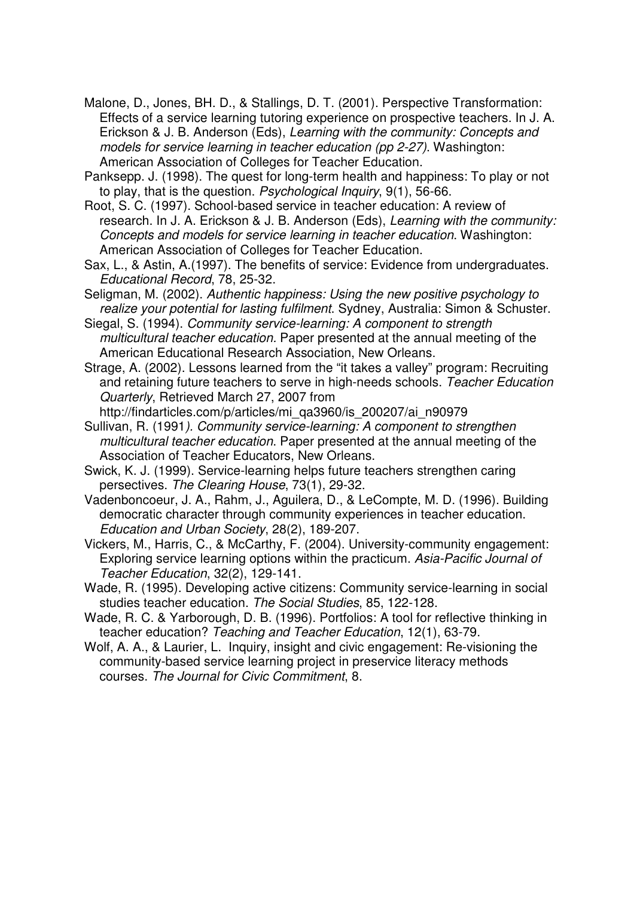Malone, D., Jones, BH. D., & Stallings, D. T. (2001). Perspective Transformation: Effects of a service learning tutoring experience on prospective teachers. In J. A. Erickson & J. B. Anderson (Eds), *Learning with the community: Concepts and models for service learning in teacher education (pp 2-27)*. Washington: American Association of Colleges for Teacher Education.

Panksepp. J. (1998). The quest for long-term health and happiness: To play or not to play, that is the question. *Psychological Inquiry*, 9(1), 56-66.

Root, S. C. (1997). School-based service in teacher education: A review of research. In J. A. Erickson & J. B. Anderson (Eds), *Learning with the community: Concepts and models for service learning in teacher education*. Washington: American Association of Colleges for Teacher Education.

Sax, L., & Astin, A.(1997). The benefits of service: Evidence from undergraduates. *Educational Record*, 78, 25-32.

Seligman, M. (2002). *Authentic happiness: Using the new positive psychology to realize your potential for lasting fulfilment*. Sydney, Australia: Simon & Schuster.

Siegal, S. (1994). *Community service-learning: A component to strength multicultural teacher education.* Paper presented at the annual meeting of the American Educational Research Association, New Orleans.

Strage, A. (2002). Lessons learned from the "it takes a valley" program: Recruiting and retaining future teachers to serve in high-needs schools. *Teacher Education Quarterly*, Retrieved March 27, 2007 from http://findarticles.com/p/articles/mi_qa3960/is_200207/ai_n90979

Sullivan, R. (1991*). Community service-learning: A component to strengthen multicultural teacher education*. Paper presented at the annual meeting of the Association of Teacher Educators, New Orleans.

Swick, K. J. (1999). Service-learning helps future teachers strengthen caring persectives. *The Clearing House*, 73(1), 29-32.

Vadenboncoeur, J. A., Rahm, J., Aguilera, D., & LeCompte, M. D. (1996). Building democratic character through community experiences in teacher education. *Education and Urban Society*, 28(2), 189-207.

Vickers, M., Harris, C., & McCarthy, F. (2004). University-community engagement: Exploring service learning options within the practicum. *Asia-Pacific Journal of Teacher Education*, 32(2), 129-141.

Wade, R. (1995). Developing active citizens: Community service-learning in social studies teacher education. *The Social Studies*, 85, 122-128.

Wade, R. C. & Yarborough, D. B. (1996). Portfolios: A tool for reflective thinking in teacher education? *Teaching and Teacher Education*, 12(1), 63-79.

Wolf, A. A., & Laurier, L. Inquiry, insight and civic engagement: Re-visioning the community-based service learning project in preservice literacy methods courses. *The Journal for Civic Commitment*, 8.